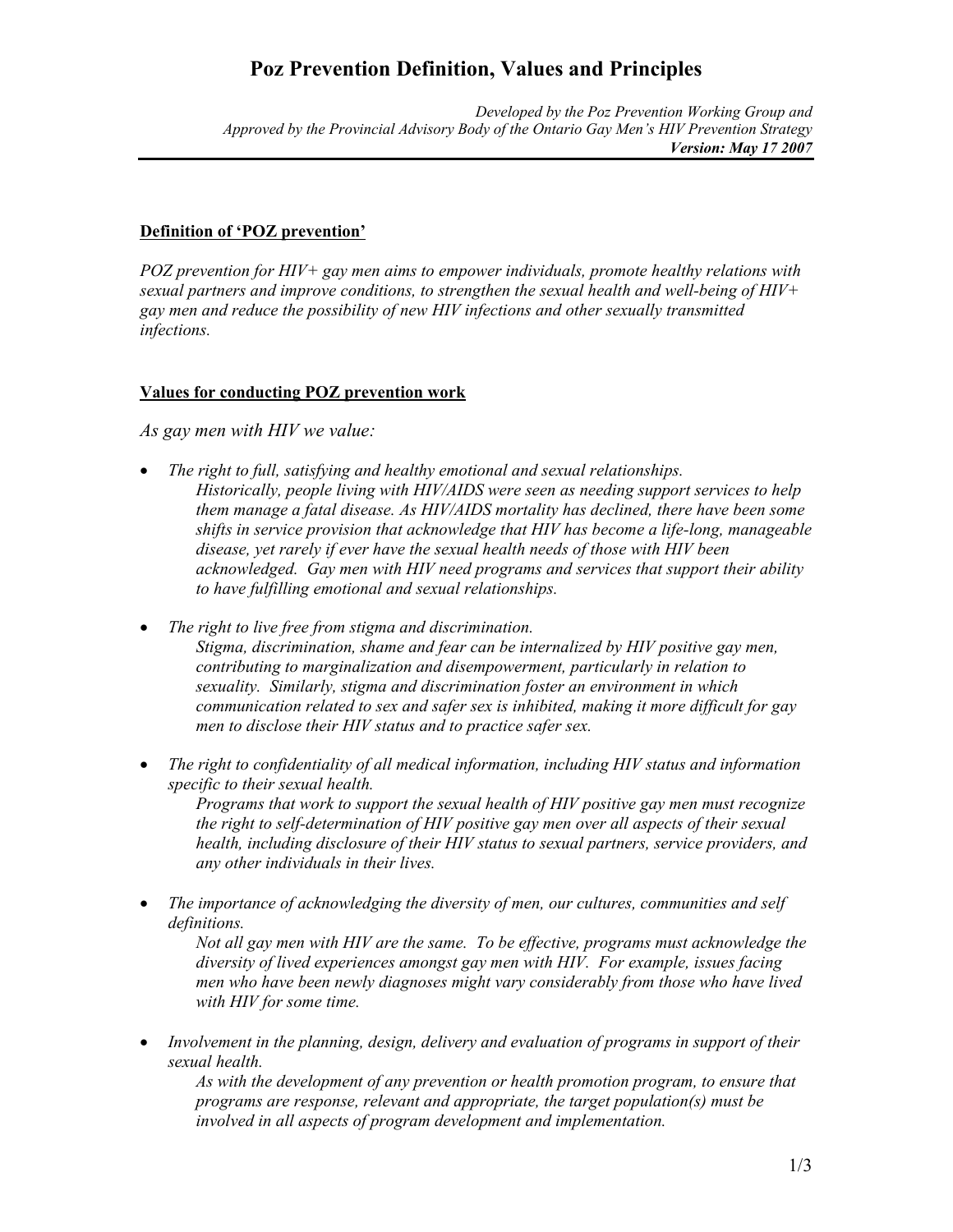# Poz Prevention Definition, Values and Principles

*Developed by the Poz Prevention Working Group and*
*Approved by the Provincial Advisory Body of the Ontario Gay Men's HIV Prevention Strategy*
***Version: May 17 2007***

## Definition of 'POZ prevention'

*POZ prevention for HIV+ gay men aims to empower individuals, promote healthy relations with sexual partners and improve conditions, to strengthen the sexual health and well-being of HIV+ gay men and reduce the possibility of new HIV infections and other sexually transmitted infections.*

## Values for conducting POZ prevention work

*As gay men with HIV we value:*

- *The right to full, satisfying and healthy emotional and sexual relationships.*
  *Historically, people living with HIV/AIDS were seen as needing support services to help them manage a fatal disease. As HIV/AIDS mortality has declined, there have been some shifts in service provision that acknowledge that HIV has become a life-long, manageable disease, yet rarely if ever have the sexual health needs of those with HIV been acknowledged. Gay men with HIV need programs and services that support their ability to have fulfilling emotional and sexual relationships.*

- *The right to live free from stigma and discrimination.*
  *Stigma, discrimination, shame and fear can be internalized by HIV positive gay men, contributing to marginalization and disempowerment, particularly in relation to sexuality. Similarly, stigma and discrimination foster an environment in which communication related to sex and safer sex is inhibited, making it more difficult for gay men to disclose their HIV status and to practice safer sex.*

- *The right to confidentiality of all medical information, including HIV status and information specific to their sexual health.*
  *Programs that work to support the sexual health of HIV positive gay men must recognize the right to self-determination of HIV positive gay men over all aspects of their sexual health, including disclosure of their HIV status to sexual partners, service providers, and any other individuals in their lives.*

- *The importance of acknowledging the diversity of men, our cultures, communities and self definitions.*
  *Not all gay men with HIV are the same. To be effective, programs must acknowledge the diversity of lived experiences amongst gay men with HIV. For example, issues facing men who have been newly diagnoses might vary considerably from those who have lived with HIV for some time.*

- *Involvement in the planning, design, delivery and evaluation of programs in support of their sexual health.*
  *As with the development of any prevention or health promotion program, to ensure that programs are response, relevant and appropriate, the target population(s) must be involved in all aspects of program development and implementation.*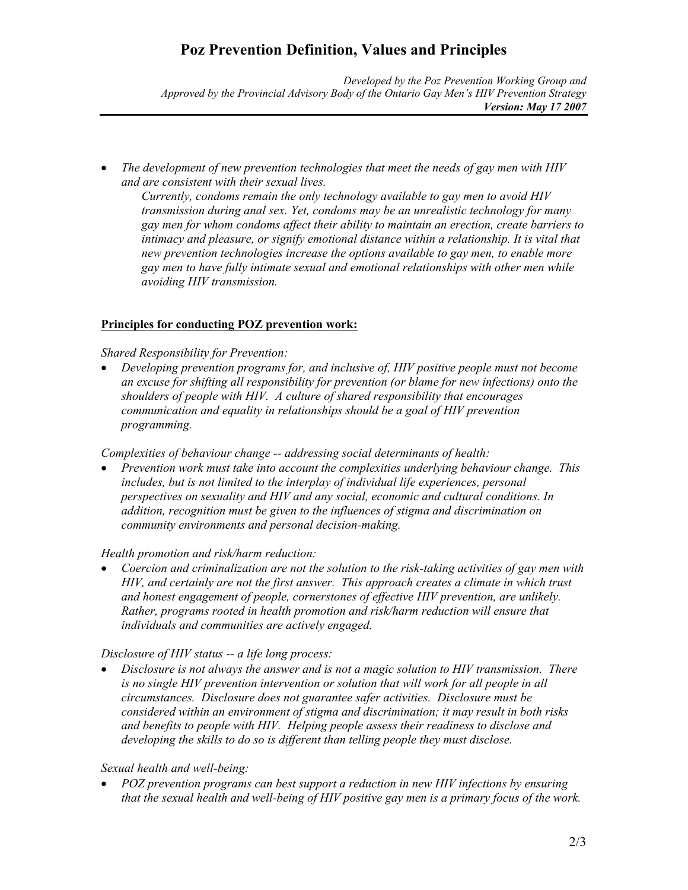* *The development of new prevention technologies that meet the needs of gay men with HIV and are consistent with their sexual lives.*

  *Currently, condoms remain the only technology available to gay men to avoid HIV transmission during anal sex. Yet, condoms may be an unrealistic technology for many gay men for whom condoms affect their ability to maintain an erection, create barriers to intimacy and pleasure, or signify emotional distance within a relationship. It is vital that new prevention technologies increase the options available to gay men, to enable more gay men to have fully intimate sexual and emotional relationships with other men while avoiding HIV transmission.*

## Principles for conducting POZ prevention work:

*Shared Responsibility for Prevention:*

* *Developing prevention programs for, and inclusive of, HIV positive people must not become an excuse for shifting all responsibility for prevention (or blame for new infections) onto the shoulders of people with HIV. A culture of shared responsibility that encourages communication and equality in relationships should be a goal of HIV prevention programming.*

*Complexities of behaviour change -- addressing social determinants of health:*

* *Prevention work must take into account the complexities underlying behaviour change. This includes, but is not limited to the interplay of individual life experiences, personal perspectives on sexuality and HIV and any social, economic and cultural conditions. In addition, recognition must be given to the influences of stigma and discrimination on community environments and personal decision-making.*

*Health promotion and risk/harm reduction:*

* *Coercion and criminalization are not the solution to the risk-taking activities of gay men with HIV, and certainly are not the first answer. This approach creates a climate in which trust and honest engagement of people, cornerstones of effective HIV prevention, are unlikely. Rather, programs rooted in health promotion and risk/harm reduction will ensure that individuals and communities are actively engaged.*

*Disclosure of HIV status -- a life long process:*

* *Disclosure is not always the answer and is not a magic solution to HIV transmission. There is no single HIV prevention intervention or solution that will work for all people in all circumstances. Disclosure does not guarantee safer activities. Disclosure must be considered within an environment of stigma and discrimination; it may result in both risks and benefits to people with HIV. Helping people assess their readiness to disclose and developing the skills to do so is different than telling people they must disclose.*

*Sexual health and well-being:*

* *POZ prevention programs can best support a reduction in new HIV infections by ensuring that the sexual health and well-being of HIV positive gay men is a primary focus of the work.*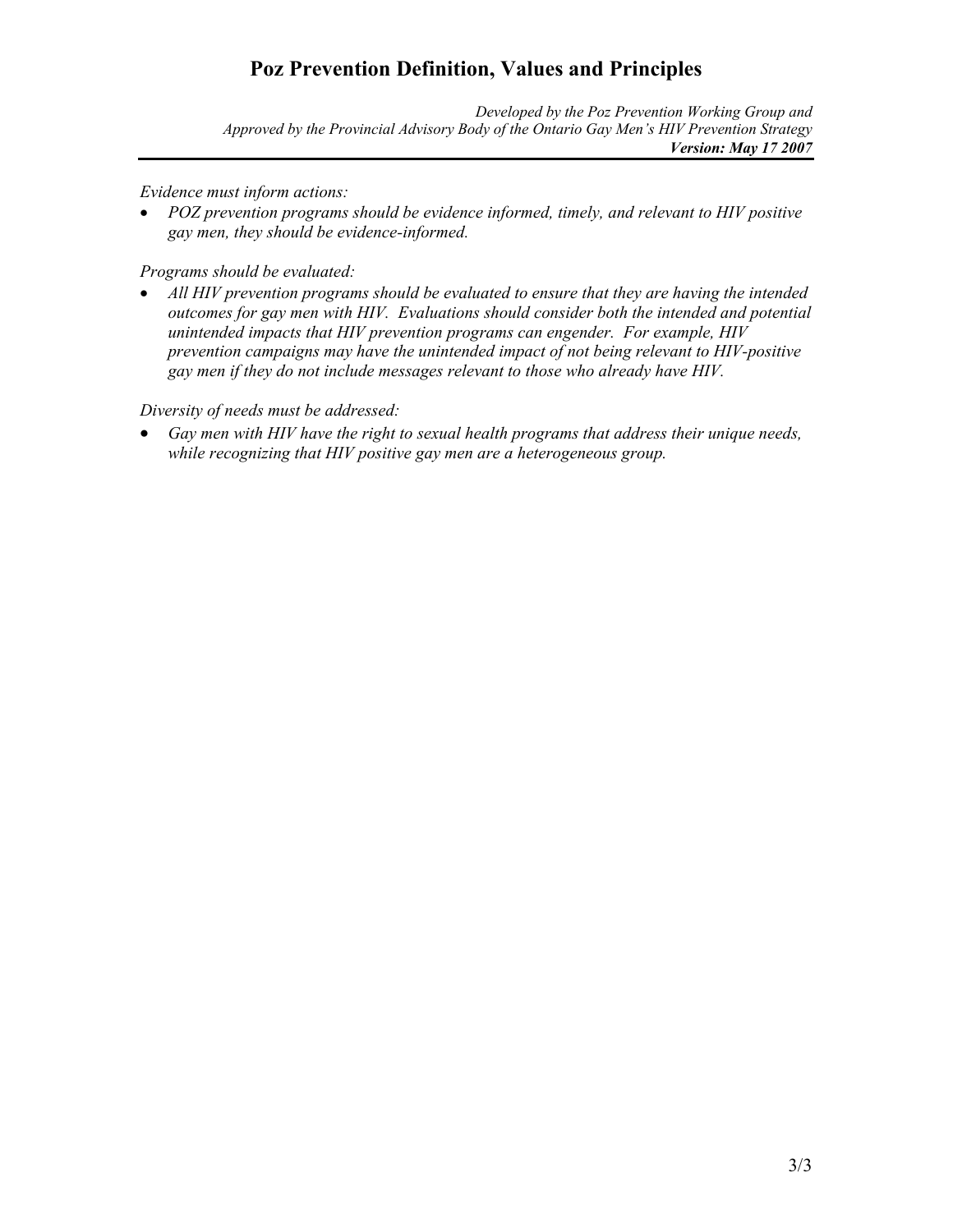*Evidence must inform actions:*

- *POZ prevention programs should be evidence informed, timely, and relevant to HIV positive gay men, they should be evidence-informed.*

*Programs should be evaluated:*

- *All HIV prevention programs should be evaluated to ensure that they are having the intended outcomes for gay men with HIV. Evaluations should consider both the intended and potential unintended impacts that HIV prevention programs can engender. For example, HIV prevention campaigns may have the unintended impact of not being relevant to HIV-positive gay men if they do not include messages relevant to those who already have HIV.*

*Diversity of needs must be addressed:*

- *Gay men with HIV have the right to sexual health programs that address their unique needs, while recognizing that HIV positive gay men are a heterogeneous group.*